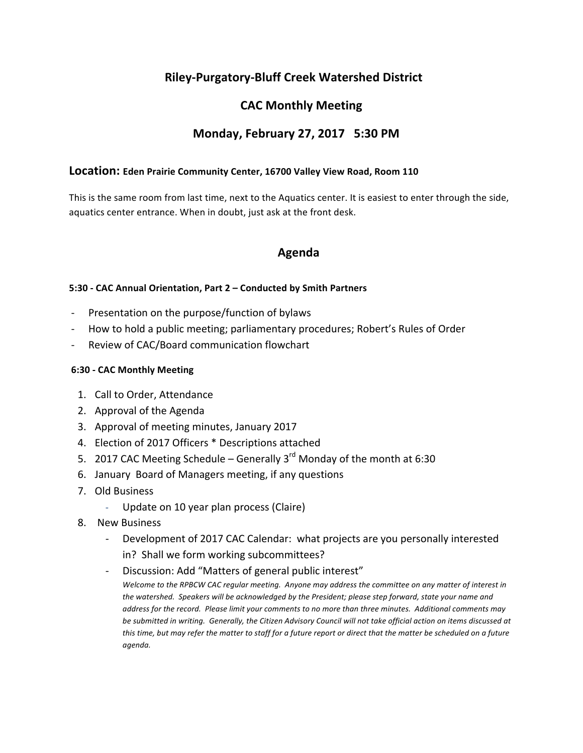# Riley-Purgatory-Bluff Creek Watershed District

## CAC Monthly Meeting

## Monday, February 27, 2017 5:30 PM

**Location: Eden Prairie Community Center, 16700 Valley View Road, Room 110**

This is the same room from last time, next to the Aquatics center. It is easiest to enter through the side, aquatics center entrance. When in doubt, just ask at the front desk.

## Agenda

**5:30 - CAC Annual Orientation, Part 2 – Conducted by Smith Partners**

- Presentation on the purpose/function of bylaws
- How to hold a public meeting; parliamentary procedures; Robert's Rules of Order
- Review of CAC/Board communication flowchart

**6:30 - CAC Monthly Meeting**

1. Call to Order, Attendance
2. Approval of the Agenda
3. Approval of meeting minutes, January 2017
4. Election of 2017 Officers * Descriptions attached
5. 2017 CAC Meeting Schedule – Generally 3rd Monday of the month at 6:30
6. January Board of Managers meeting, if any questions
7. Old Business
   - Update on 10 year plan process (Claire)
8. New Business
   - Development of 2017 CAC Calendar: what projects are you personally interested in? Shall we form working subcommittees?
   - Discussion: Add "Matters of general public interest"

     *Welcome to the RPBCW CAC regular meeting. Anyone may address the committee on any matter of interest in the watershed. Speakers will be acknowledged by the President; please step forward, state your name and address for the record. Please limit your comments to no more than three minutes. Additional comments may be submitted in writing. Generally, the Citizen Advisory Council will not take official action on items discussed at this time, but may refer the matter to staff for a future report or direct that the matter be scheduled on a future agenda.*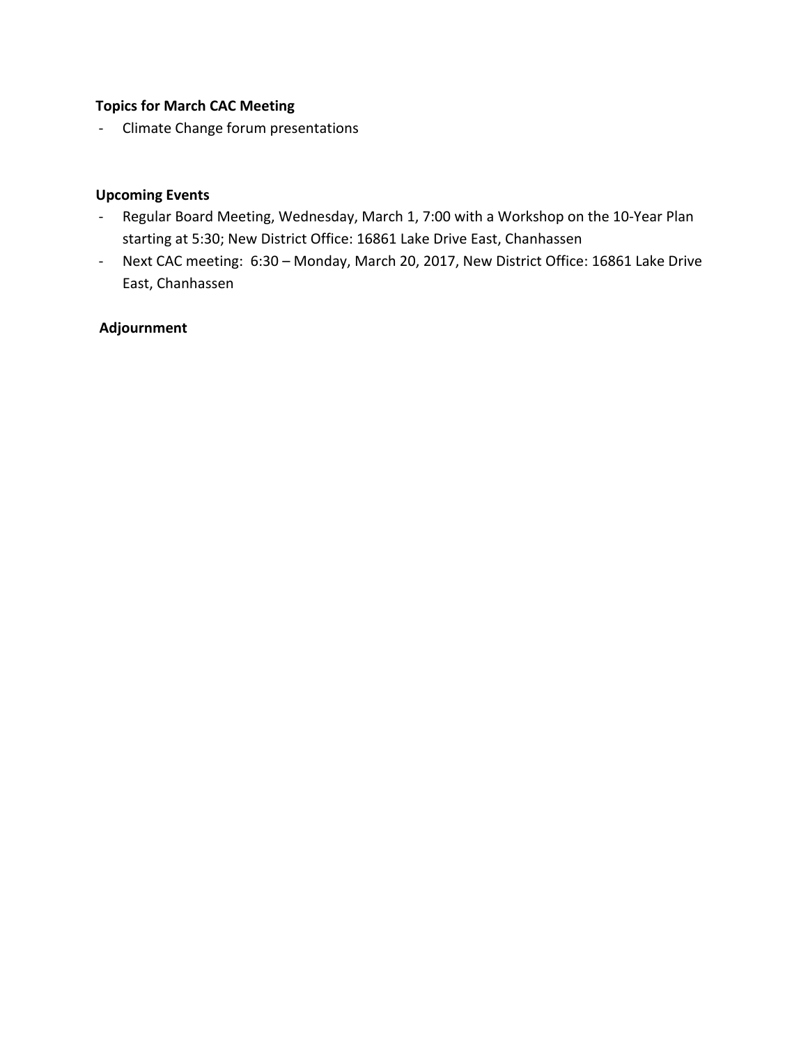**Topics for March CAC Meeting**

- Climate Change forum presentations

**Upcoming Events**

- Regular Board Meeting, Wednesday, March 1, 7:00 with a Workshop on the 10-Year Plan starting at 5:30; New District Office: 16861 Lake Drive East, Chanhassen
- Next CAC meeting: 6:30 – Monday, March 20, 2017, New District Office: 16861 Lake Drive East, Chanhassen

**Adjournment**